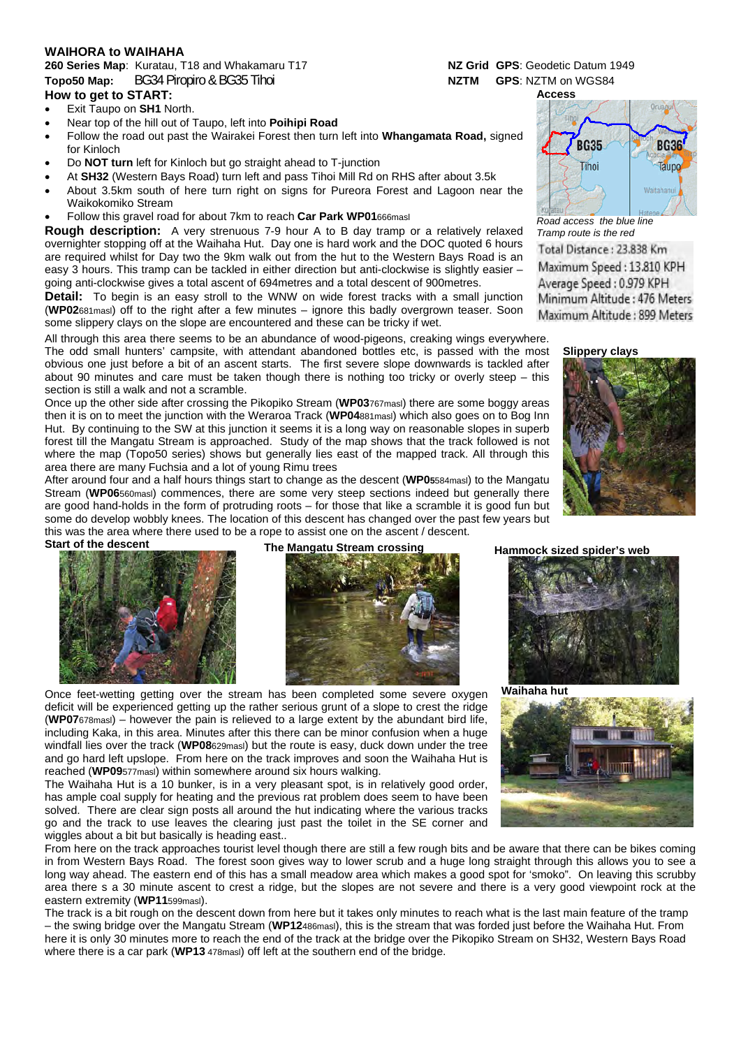# WAIHORA to WAIHAHA

**260 Series Map**: Kuratau, T18 and Whakamaru T17 — **NZ Grid GPS**: Geodetic Datum 1949

**Topo50 Map:** BG34 Piropiro & BG35 Tihoi — **NZTM GPS**: NZTM on WGS84

## How to get to START:

- Exit Taupo on **SH1** North.
- Near top of the hill out of Taupo, left into **Poihipi Road**
- Follow the road out past the Wairakei Forest then turn left into **Whangamata Road,** signed for Kinloch
- Do **NOT turn** left for Kinloch but go straight ahead to T-junction
- At **SH32** (Western Bays Road) turn left and pass Tihoi Mill Rd on RHS after about 3.5k
- About 3.5km south of here turn right on signs for Pureora Forest and Lagoon near the Waikokomiko Stream
- Follow this gravel road for about 7km to reach **Car Park WP01**666masl

**Access**

*Road access the blue line*
*Tramp route is the red*

Total Distance : 23.838 Km
Maximum Speed : 13.810 KPH
Average Speed : 0.979 KPH
Minimum Altitude : 476 Meters
Maximum Altitude : 899 Meters

**Rough description:** A very strenuous 7-9 hour A to B day tramp or a relatively relaxed overnighter stopping off at the Waihaha Hut. Day one is hard work and the DOC quoted 6 hours are required whilst for Day two the 9km walk out from the hut to the Western Bays Road is an easy 3 hours. This tramp can be tackled in either direction but anti-clockwise is slightly easier – going anti-clockwise gives a total ascent of 694metres and a total descent of 900metres.

**Detail:** To begin is an easy stroll to the WNW on wide forest tracks with a small junction (**WP02**681masl) off to the right after a few minutes – ignore this badly overgrown teaser. Soon some slippery clays on the slope are encountered and these can be tricky if wet.

All through this area there seems to be an abundance of wood-pigeons, creaking wings everywhere. The odd small hunters' campsite, with attendant abandoned bottles etc, is passed with the most obvious one just before a bit of an ascent starts. The first severe slope downwards is tackled after about 90 minutes and care must be taken though there is nothing too tricky or overly steep – this section is still a walk and not a scramble.

**Slippery clays**

Once up the other side after crossing the Pikopiko Stream (**WP03**767masl) there are some boggy areas then it is on to meet the junction with the Weraroa Track (**WP04**881masl) which also goes on to Bog Inn Hut. By continuing to the SW at this junction it seems it is a long way on reasonable slopes in superb forest till the Mangatu Stream is approached. Study of the map shows that the track followed is not where the map (Topo50 series) shows but generally lies east of the mapped track. All through this area there are many Fuchsia and a lot of young Rimu trees

After around four and a half hours things start to change as the descent (**WP05**584masl) to the Mangatu Stream (**WP06**560masl) commences, there are some very steep sections indeed but generally there are good hand-holds in the form of protruding roots – for those that like a scramble it is good fun but some do develop wobbly knees. The location of this descent has changed over the past few years but this was the area where there used to be a rope to assist one on the ascent / descent.

**Start of the descent**

**The Mangatu Stream crossing**

**Hammock sized spider's web**

Once feet-wetting getting over the stream has been completed some severe oxygen deficit will be experienced getting up the rather serious grunt of a slope to crest the ridge (**WP07**678masl) – however the pain is relieved to a large extent by the abundant bird life, including Kaka, in this area. Minutes after this there can be minor confusion when a huge windfall lies over the track (**WP08**629masl) but the route is easy, duck down under the tree and go hard left upslope. From here on the track improves and soon the Waihaha Hut is reached (**WP09**577masl) within somewhere around six hours walking.

**Waihaha hut**

The Waihaha Hut is a 10 bunker, is in a very pleasant spot, is in relatively good order, has ample coal supply for heating and the previous rat problem does seem to have been solved. There are clear sign posts all around the hut indicating where the various tracks go and the track to use leaves the clearing just past the toilet in the SE corner and wiggles about a bit but basically is heading east..

From here on the track approaches tourist level though there are still a few rough bits and be aware that there can be bikes coming in from Western Bays Road. The forest soon gives way to lower scrub and a huge long straight through this allows you to see a long way ahead. The eastern end of this has a small meadow area which makes a good spot for 'smoko". On leaving this scrubby area there s a 30 minute ascent to crest a ridge, but the slopes are not severe and there is a very good viewpoint rock at the eastern extremity (**WP11**599masl).

The track is a bit rough on the descent down from here but it takes only minutes to reach what is the last main feature of the tramp – the swing bridge over the Mangatu Stream (**WP12**486masl), this is the stream that was forded just before the Waihaha Hut. From here it is only 30 minutes more to reach the end of the track at the bridge over the Pikopiko Stream on SH32, Western Bays Road where there is a car park (**WP13** 478masl) off left at the southern end of the bridge.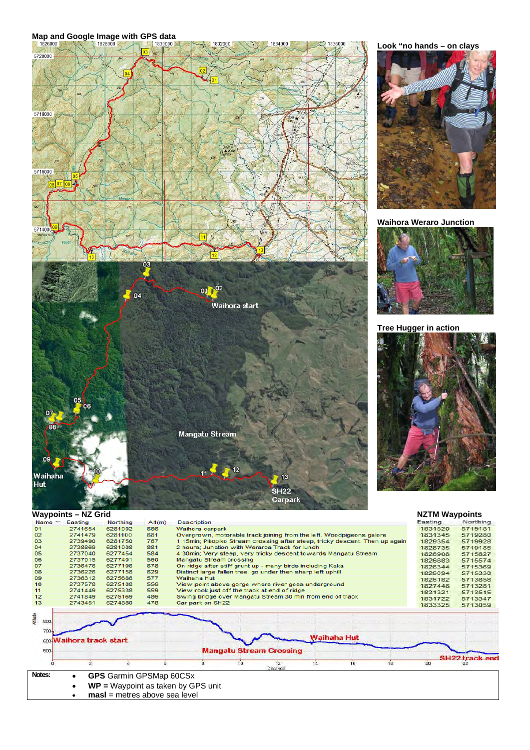## Map and Google Image with GPS data

Waihora start

Mangatu Stream

Waihaha Hut

SH22 Carpark

**Look "no hands – on clays**

**Waihora Weraro Junction**

**Tree Hugger in action**

## Waypoints – NZ Grid

| Name | Easting | Northing | Alt(m) | Description |
|---|---|---|---|---|
| 01 | 2741654 | 6281002 | 666 | Waihora carpark |
| 02 | 2741479 | 6281100 | 681 | Overgrown, motorable track joining from the left. Woodpigeons galore |
| 03 | 2739490 | 6281750 | 767 | 1:15min; Pikopiko Stream crossing after steep, tricky descent. Then up again |
| 04 | 2738869 | 6281008 | 881 | 2 hours; Junction with Weraroa Track for lunch |
| 05 | 2737040 | 6277454 | 584 | 4:30min; Very steep, very tricky descent towards Mangatu Stream |
| 06 | 2737015 | 6277401 | 560 | Mangatu Stream crossing |
| 07 | 2736476 | 6277196 | 678 | On ridge after stiff grunt up - many birds including Kaka |
| 08 | 2736226 | 6277158 | 629 | Distinct large fallen tree, go under then sharp left uphill |
| 09 | 2736312 | 6275686 | 577 | Waihaha Hut |
| 10 | 2737578 | 6275108 | 556 | View point above gorge where river goes underground |
| 11 | 2741449 | 6275338 | 559 | View rock just off the track at end of ridge |
| 12 | 2741849 | 6275169 | 486 | Swing bridge over Mangatu Stream 30 min from end of track |
| 13 | 2743451 | 6274880 | 478 | Car park on SH22 |

## NZTM Waypoints

| Easting | Northing |
|---|---|
| 1831520 | 5719181 |
| 1831345 | 5719280 |
| 1829354 | 5719928 |
| 1828735 | 5719185 |
| 1826908 | 5715627 |
| 1826883 | 5715574 |
| 1826344 | 5715369 |
| 1826094 | 5715330 |
| 1826182 | 5713858 |
| 1827448 | 5713281 |
| 1831321 | 5713515 |
| 1831722 | 5713347 |
| 1833325 | 5713059 |

Altitude

800
700
600
500

Waihora track start

Mangatu Stream Crossing

Waihaha Hut

SH22 track end

0 2 4 6 8 10 12 14 16 18 20 22

Distance

**Notes:**

- **GPS** Garmin GPSMap 60CSx
- **WP =** Waypoint as taken by GPS unit
- **masl** = metres above sea level